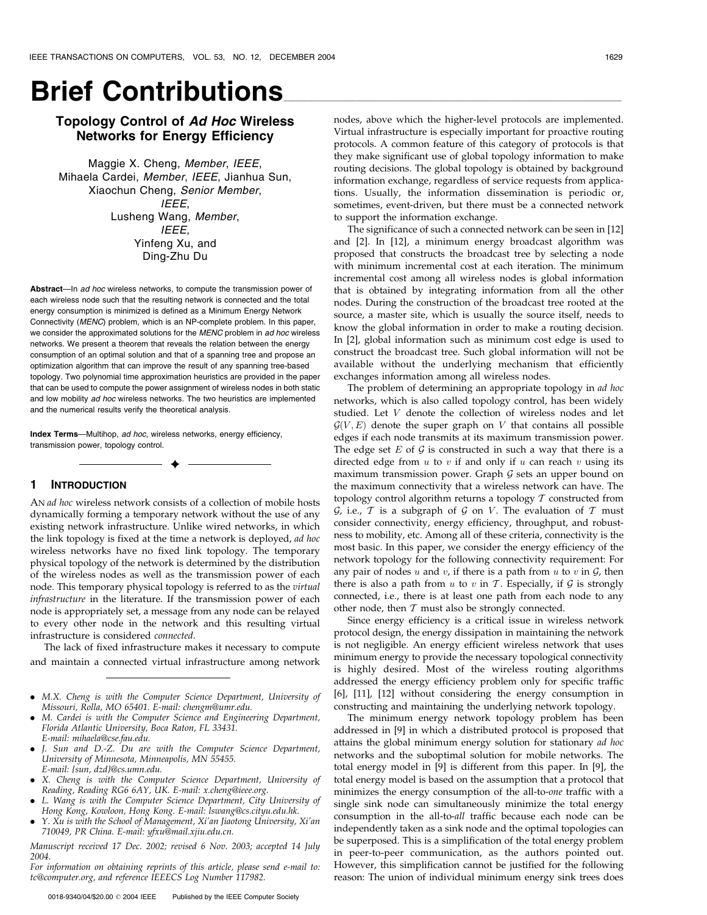# Brief Contributions

## Topology Control of *Ad Hoc* Wireless Networks for Energy Efficiency

Maggie X. Cheng, *Member*, *IEEE*, Mihaela Cardei, *Member*, *IEEE*, Jianhua Sun, Xiaochun Cheng, *Senior Member*, *IEEE*, Lusheng Wang, *Member*, *IEEE*, Yinfeng Xu, and Ding-Zhu Du

**Abstract**—In *ad hoc* wireless networks, to compute the transmission power of each wireless node such that the resulting network is connected and the total energy consumption is minimized is defined as a Minimum Energy Network Connectivity (*MENC*) problem, which is an NP-complete problem. In this paper, we consider the approximated solutions for the *MENC* problem in *ad hoc* wireless networks. We present a theorem that reveals the relation between the energy consumption of an optimal solution and that of a spanning tree and propose an optimization algorithm that can improve the result of any spanning tree-based topology. Two polynomial time approximation heuristics are provided in the paper that can be used to compute the power assignment of wireless nodes in both static and low mobility *ad hoc* wireless networks. The two heuristics are implemented and the numerical results verify the theoretical analysis.

**Index Terms**—Multihop, *ad hoc*, wireless networks, energy efficiency, transmission power, topology control.

## 1 Introduction

An *ad hoc* wireless network consists of a collection of mobile hosts dynamically forming a temporary network without the use of any existing network infrastructure. Unlike wired networks, in which the link topology is fixed at the time a network is deployed, *ad hoc* wireless networks have no fixed link topology. The temporary physical topology of the network is determined by the distribution of the wireless nodes as well as the transmission power of each node. This temporary physical topology is referred to as the *virtual infrastructure* in the literature. If the transmission power of each node is appropriately set, a message from any node can be relayed to every other node in the network and this resulting virtual infrastructure is considered *connected*.

The lack of fixed infrastructure makes it necessary to compute and maintain a connected virtual infrastructure among network nodes, above which the higher-level protocols are implemented. Virtual infrastructure is especially important for proactive routing protocols. A common feature of this category of protocols is that they make significant use of global topology information to make routing decisions. The global topology is obtained by background information exchange, regardless of service requests from applications. Usually, the information dissemination is periodic or, sometimes, event-driven, but there must be a connected network to support the information exchange.

The significance of such a connected network can be seen in [12] and [2]. In [12], a minimum energy broadcast algorithm was proposed that constructs the broadcast tree by selecting a node with minimum incremental cost at each iteration. The minimum incremental cost among all wireless nodes is global information that is obtained by integrating information from all the other nodes. During the construction of the broadcast tree rooted at the source, a master site, which is usually the source itself, needs to know the global information in order to make a routing decision. In [2], global information such as minimum cost edge is used to construct the broadcast tree. Such global information will not be available without the underlying mechanism that efficiently exchanges information among all wireless nodes.

The problem of determining an appropriate topology in *ad hoc* networks, which is also called topology control, has been widely studied. Let $V$ denote the collection of wireless nodes and let $\mathcal{G}(V, E)$ denote the super graph on $V$ that contains all possible edges if each node transmits at its maximum transmission power. The edge set $E$ of $\mathcal{G}$ is constructed in such a way that there is a directed edge from $u$ to $v$ if and only if $u$ can reach $v$ using its maximum transmission power. Graph $\mathcal{G}$ sets an upper bound on the maximum connectivity that a wireless network can have. The topology control algorithm returns a topology $\mathcal{T}$ constructed from $\mathcal{G}$, i.e., $\mathcal{T}$ is a subgraph of $\mathcal{G}$ on $V$. The evaluation of $\mathcal{T}$ must consider connectivity, energy efficiency, throughput, and robustness to mobility, etc. Among all of these criteria, connectivity is the most basic. In this paper, we consider the energy efficiency of the network topology for the following connectivity requirement: For any pair of nodes $u$ and $v$, if there is a path from $u$ to $v$ in $\mathcal{G}$, then there is also a path from $u$ to $v$ in $\mathcal{T}$. Especially, if $\mathcal{G}$ is strongly connected, i.e., there is at least one path from each node to any other node, then $\mathcal{T}$ must also be strongly connected.

Since energy efficiency is a critical issue in wireless network protocol design, the energy dissipation in maintaining the network is not negligible. An energy efficient wireless network that uses minimum energy to provide the necessary topological connectivity is highly desired. Most of the wireless routing algorithms addressed the energy efficiency problem only for specific traffic [6], [11], [12] without considering the energy consumption in constructing and maintaining the underlying network topology.

The minimum energy network topology problem has been addressed in [9] in which a distributed protocol is proposed that attains the global minimum energy solution for stationary *ad hoc* networks and the suboptimal solution for mobile networks. The total energy model in [9] is different from this paper. In [9], the total energy model is based on the assumption that a protocol that minimizes the energy consumption of the all-to-*one* traffic with a single sink node can simultaneously minimize the total energy consumption in the all-to-*all* traffic because each node can be independently taken as a sink node and the optimal topologies can be superposed. This is a simplification of the total energy problem in peer-to-peer communication, as the authors pointed out. However, this simplification cannot be justified for the following reason: The union of individual minimum energy sink trees does

---

- M.X. Cheng is with the Computer Science Department, University of Missouri, Rolla, MO 65401. E-mail: chengm@umr.edu.
- M. Cardei is with the Computer Science and Engineering Department, Florida Atlantic University, Boca Raton, FL 33431. E-mail: mihaela@cse.fau.edu.
- J. Sun and D.-Z. Du are with the Computer Science Department, University of Minnesota, Minneapolis, MN 55455. E-mail: {sun, dzd}@cs.umn.edu.
- X. Cheng is with the Computer Science Department, University of Reading, Reading RG6 6AY, UK. E-mail: x.cheng@ieee.org.
- L. Wang is with the Computer Science Department, City University of Hong Kong, Kowloon, Hong Kong. E-mail: lswang@cs.cityu.edu.hk.
- Y. Xu is with the School of Management, Xi'an Jiaotong University, Xi'an 710049, PR China. E-mail: yfxu@mail.xjtu.edu.cn.

*Manuscript received 17 Dec. 2002; revised 6 Nov. 2003; accepted 14 July 2004.*

*For information on obtaining reprints of this article, please send e-mail to: tc@computer.org, and reference IEEECS Log Number 117982.*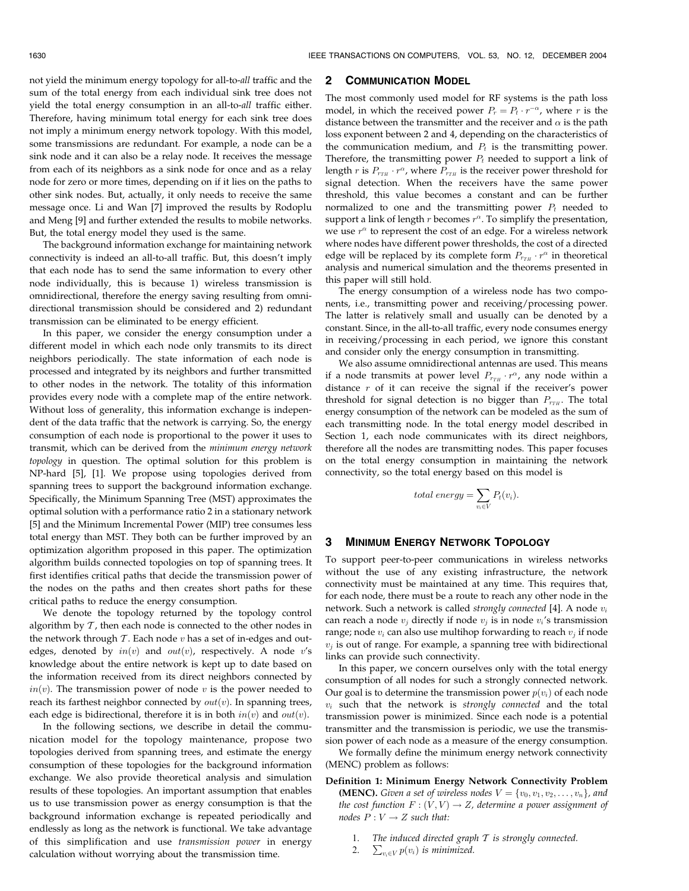not yield the minimum energy topology for all-to-*all* traffic and the sum of the total energy from each individual sink tree does not yield the total energy consumption in an all-to-*all* traffic either. Therefore, having minimum total energy for each sink tree does not imply a minimum energy network topology. With this model, some transmissions are redundant. For example, a node can be a sink node and it can also be a relay node. It receives the message from each of its neighbors as a sink node for once and as a relay node for zero or more times, depending on if it lies on the paths to other sink nodes. But, actually, it only needs to receive the same message once. Li and Wan [7] improved the results by Rodoplu and Meng [9] and further extended the results to mobile networks. But, the total energy model they used is the same.

The background information exchange for maintaining network connectivity is indeed an all-to-all traffic. But, this doesn't imply that each node has to send the same information to every other node individually, this is because 1) wireless transmission is omnidirectional, therefore the energy saving resulting from omnidirectional transmission should be considered and 2) redundant transmission can be eliminated to be energy efficient.

In this paper, we consider the energy consumption under a different model in which each node only transmits to its direct neighbors periodically. The state information of each node is processed and integrated by its neighbors and further transmitted to other nodes in the network. The totality of this information provides every node with a complete map of the entire network. Without loss of generality, this information exchange is independent of the data traffic that the network is carrying. So, the energy consumption of each node is proportional to the power it uses to transmit, which can be derived from the *minimum energy network topology* in question. The optimal solution for this problem is NP-hard [5], [1]. We propose using topologies derived from spanning trees to support the background information exchange. Specifically, the Minimum Spanning Tree (MST) approximates the optimal solution with a performance ratio 2 in a stationary network [5] and the Minimum Incremental Power (MIP) tree consumes less total energy than MST. They both can be further improved by an optimization algorithm proposed in this paper. The optimization algorithm builds connected topologies on top of spanning trees. It first identifies critical paths that decide the transmission power of the nodes on the paths and then creates short paths for these critical paths to reduce the energy consumption.

We denote the topology returned by the topology control algorithm by $\mathcal{T}$, then each node is connected to the other nodes in the network through $\mathcal{T}$. Each node $v$ has a set of in-edges and out-edges, denoted by $in(v)$ and $out(v)$, respectively. A node $v$'s knowledge about the entire network is kept up to date based on the information received from its direct neighbors connected by $in(v)$. The transmission power of node $v$ is the power needed to reach its farthest neighbor connected by $out(v)$. In spanning trees, each edge is bidirectional, therefore it is in both $in(v)$ and $out(v)$.

In the following sections, we describe in detail the communication model for the topology maintenance, propose two topologies derived from spanning trees, and estimate the energy consumption of these topologies for the background information exchange. We also provide theoretical analysis and simulation results of these topologies. An important assumption that enables us to use transmission power as energy consumption is that the background information exchange is repeated periodically and endlessly as long as the network is functional. We take advantage of this simplification and use *transmission power* in energy calculation without worrying about the transmission time.

## 2 Communication Model

The most commonly used model for RF systems is the path loss model, in which the received power $P_r = P_t \cdot r^{-\alpha}$, where $r$ is the distance between the transmitter and the receiver and $\alpha$ is the path loss exponent between 2 and 4, depending on the characteristics of the communication medium, and $P_t$ is the transmitting power. Therefore, the transmitting power $P_t$ needed to support a link of length $r$ is $P_{r_{TH}} \cdot r^{\alpha}$, where $P_{r_{TH}}$ is the receiver power threshold for signal detection. When the receivers have the same power threshold, this value becomes a constant and can be further normalized to one and the transmitting power $P_t$ needed to support a link of length $r$ becomes $r^{\alpha}$. To simplify the presentation, we use $r^{\alpha}$ to represent the cost of an edge. For a wireless network where nodes have different power thresholds, the cost of a directed edge will be replaced by its complete form $P_{r_{TH}} \cdot r^{\alpha}$ in theoretical analysis and numerical simulation and the theorems presented in this paper will still hold.

The energy consumption of a wireless node has two components, i.e., transmitting power and receiving/processing power. The latter is relatively small and usually can be denoted by a constant. Since, in the all-to-all traffic, every node consumes energy in receiving/processing in each period, we ignore this constant and consider only the energy consumption in transmitting.

We also assume omnidirectional antennas are used. This means if a node transmits at power level $P_{r_{TH}} \cdot r^{\alpha}$, any node within a distance $r$ of it can receive the signal if the receiver's power threshold for signal detection is no bigger than $P_{r_{TH}}$. The total energy consumption of the network can be modeled as the sum of each transmitting node. In the total energy model described in Section 1, each node communicates with its direct neighbors, therefore all the nodes are transmitting nodes. This paper focuses on the total energy consumption in maintaining the network connectivity, so the total energy based on this model is

$$total\ energy = \sum_{v_i \in V} P_t(v_i).$$

## 3 Minimum Energy Network Topology

To support peer-to-peer communications in wireless networks without the use of any existing infrastructure, the network connectivity must be maintained at any time. This requires that, for each node, there must be a route to reach any other node in the network. Such a network is called *strongly connected* [4]. A node $v_i$ can reach a node $v_j$ directly if node $v_j$ is in node $v_i$'s transmission range; node $v_i$ can also use multihop forwarding to reach $v_j$ if node $v_j$ is out of range. For example, a spanning tree with bidirectional links can provide such connectivity.

In this paper, we concern ourselves only with the total energy consumption of all nodes for such a strongly connected network. Our goal is to determine the transmission power $p(v_i)$ of each node $v_i$ such that the network is *strongly connected* and the total transmission power is minimized. Since each node is a potential transmitter and the transmission is periodic, we use the transmission power of each node as a measure of the energy consumption.

We formally define the minimum energy network connectivity (MENC) problem as follows:

**Definition 1: Minimum Energy Network Connectivity Problem (MENC).** *Given a set of wireless nodes $V = \{v_0, v_1, v_2, \ldots, v_n\}$, and the cost function $F : (V, V) \rightarrow Z$, determine a power assignment of nodes $P : V \rightarrow Z$ such that:*

1. *The induced directed graph $\mathcal{T}$ is strongly connected.*
2. *$\sum_{v_i \in V} p(v_i)$ is minimized.*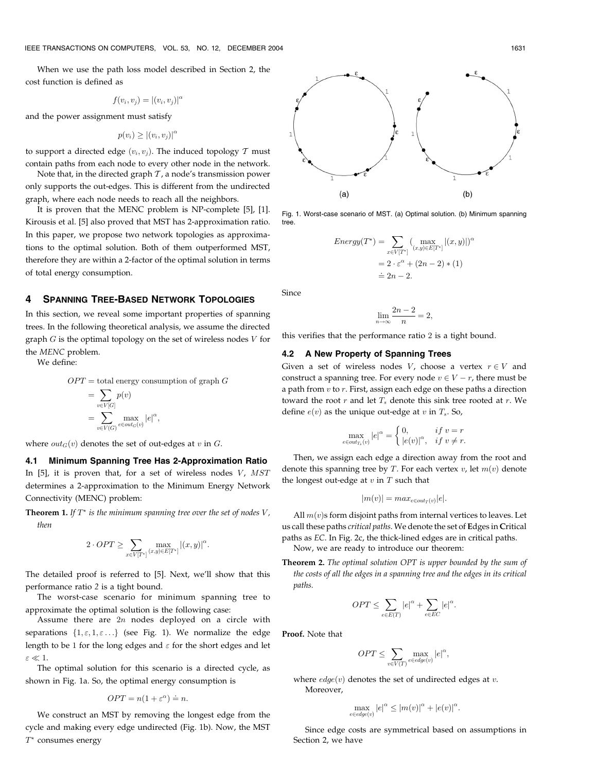When we use the path loss model described in Section 2, the cost function is defined as

$$f(v_i, v_j) = |(v_i, v_j)|^\alpha$$

and the power assignment must satisfy

$$p(v_i) \geq |(v_i, v_j)|^\alpha$$

to support a directed edge $(v_i, v_j)$. The induced topology $\mathcal{T}$ must contain paths from each node to every other node in the network.

Note that, in the directed graph $\mathcal{T}$, a node's transmission power only supports the out-edges. This is different from the undirected graph, where each node needs to reach all the neighbors.

It is proven that the MENC problem is NP-complete [5], [1]. Kirousis et al. [5] also proved that MST has 2-approximation ratio. In this paper, we propose two network topologies as approximations to the optimal solution. Both of them outperformed MST, therefore they are within a 2-factor of the optimal solution in terms of total energy consumption.

## 4 Spanning Tree-Based Network Topologies

In this section, we reveal some important properties of spanning trees. In the following theoretical analysis, we assume the directed graph $G$ is the optimal topology on the set of wireless nodes $V$ for the *MENC* problem.

We define:

$$\begin{aligned} OPT &= \text{total energy consumption of graph } G \\ &= \sum_{v \in V[G]} p(v) \\ &= \sum_{v \in V(G)} \max_{e \in out_G(v)} |e|^\alpha, \end{aligned}$$

where $out_G(v)$ denotes the set of out-edges at $v$ in $G$.

### 4.1 Minimum Spanning Tree Has 2-Approximation Ratio

In [5], it is proven that, for a set of wireless nodes $V$, $MST$ determines a 2-approximation to the Minimum Energy Network Connectivity (MENC) problem:

**Theorem 1.** *If $T^*$ is the minimum spanning tree over the set of nodes $V$, then*

$$2 \cdot OPT \geq \sum_{x \in V[T^*]} \max_{(x,y) \in E[T^*]} |(x, y)|^\alpha.$$

The detailed proof is referred to [5]. Next, we'll show that this performance ratio 2 is a tight bound.

The worst-case scenario for minimum spanning tree to approximate the optimal solution is the following case:

Assume there are $2n$ nodes deployed on a circle with separations $\{1, \varepsilon, 1, \varepsilon \dots\}$ (see Fig. 1). We normalize the edge length to be 1 for the long edges and $\varepsilon$ for the short edges and let $\varepsilon \ll 1$.

The optimal solution for this scenario is a directed cycle, as shown in Fig. 1a. So, the optimal energy consumption is

$$OPT = n(1 + \varepsilon^\alpha) \doteq n.$$

We construct an MST by removing the longest edge from the cycle and making every edge undirected (Fig. 1b). Now, the MST $T^*$ consumes energy

Fig. 1. Worst-case scenario of MST. (a) Optimal solution. (b) Minimum spanning tree.

$$\begin{aligned} Energy(T^*) &= \sum_{x \in V[T^*]} (\max_{(x,y) \in E[T^*]} |(x, y)|)^\alpha \\ &= 2 \cdot \varepsilon^\alpha + (2n - 2) * (1) \\ &\doteq 2n - 2. \end{aligned}$$

Since

$$\lim_{n \to \infty} \frac{2n - 2}{n} = 2,$$

this verifies that the performance ratio 2 is a tight bound.

### 4.2 A New Property of Spanning Trees

Given a set of wireless nodes $V$, choose a vertex $r \in V$ and construct a spanning tree. For every node $v \in V - r$, there must be a path from $v$ to $r$. First, assign each edge on these paths a direction toward the root $r$ and let $T_s$ denote this sink tree rooted at $r$. We define $e(v)$ as the unique out-edge at $v$ in $T_s$. So,

$$\max_{e \in out_{T_s}(v)} |e|^\alpha = \begin{cases} 0, & if\ v = r \\ |e(v)|^\alpha, & if\ v \neq r. \end{cases}$$

Then, we assign each edge a direction away from the root and denote this spanning tree by $T$. For each vertex $v$, let $m(v)$ denote the longest out-edge at $v$ in $T$ such that

$$|m(v)| = max_{e \in out_T(v)} |e|.$$

All $m(v)$s form disjoint paths from internal vertices to leaves. Let us call these paths *critical paths*. We denote the set of **E**dges in **C**ritical paths as *EC*. In Fig. 2c, the thick-lined edges are in critical paths.

Now, we are ready to introduce our theorem:

**Theorem 2.** *The optimal solution OPT is upper bounded by the sum of the costs of all the edges in a spanning tree and the edges in its critical paths.*

$$OPT \leq \sum_{e \in E(T)} |e|^\alpha + \sum_{e \in EC} |e|^\alpha.$$

**Proof.** Note that

$$OPT \leq \sum_{v \in V(T)} \max_{e \in edge(v)} |e|^\alpha,$$

where $edge(v)$ denotes the set of undirected edges at $v$.

Moreover,

$$\max_{e \in edge(v)} |e|^\alpha \leq |m(v)|^\alpha + |e(v)|^\alpha.$$

Since edge costs are symmetrical based on assumptions in Section 2, we have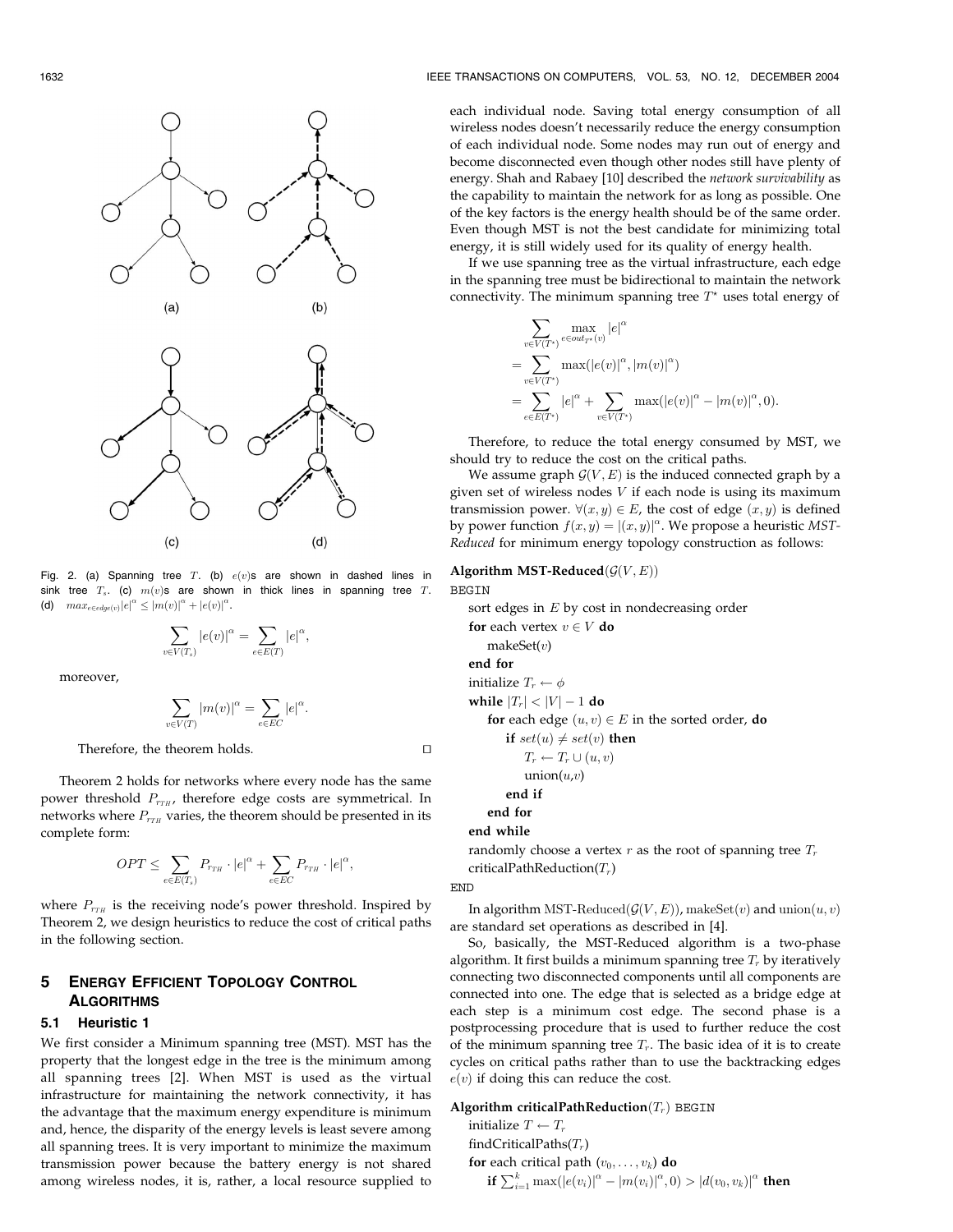Fig. 2. (a) Spanning tree $T$. (b) $e(v)$s are shown in dashed lines in sink tree $T_s$. (c) $m(v)$s are shown in thick lines in spanning tree $T$. (d) $max_{e \in edge(v)} |e|^\alpha \le |m(v)|^\alpha + |e(v)|^\alpha$.

$$\sum_{v \in V(T_s)} |e(v)|^\alpha = \sum_{e \in E(T)} |e|^\alpha,$$

moreover,

$$\sum_{v \in V(T)} |m(v)|^\alpha = \sum_{e \in EC} |e|^\alpha.$$

Therefore, the theorem holds. □

Theorem 2 holds for networks where every node has the same power threshold $P_{rTH}$, therefore edge costs are symmetrical. In networks where $P_{rTH}$ varies, the theorem should be presented in its complete form:

$$OPT \le \sum_{e \in E(T_s)} P_{rTH} \cdot |e|^\alpha + \sum_{e \in EC} P_{rTH} \cdot |e|^\alpha,$$

where $P_{rTH}$ is the receiving node's power threshold. Inspired by Theorem 2, we design heuristics to reduce the cost of critical paths in the following section.

## 5 Energy Efficient Topology Control Algorithms

### 5.1 Heuristic 1

We first consider a Minimum spanning tree (MST). MST has the property that the longest edge in the tree is the minimum among all spanning trees [2]. When MST is used as the virtual infrastructure for maintaining the network connectivity, it has the advantage that the maximum energy expenditure is minimum and, hence, the disparity of the energy levels is least severe among all spanning trees. It is very important to minimize the maximum transmission power because the battery energy is not shared among wireless nodes, it is, rather, a local resource supplied to each individual node. Saving total energy consumption of all wireless nodes doesn't necessarily reduce the energy consumption of each individual node. Some nodes may run out of energy and become disconnected even though other nodes still have plenty of energy. Shah and Rabaey [10] described the *network survivability* as the capability to maintain the network for as long as possible. One of the key factors is the energy health should be of the same order. Even though MST is not the best candidate for minimizing total energy, it is still widely used for its quality of energy health.

If we use spanning tree as the virtual infrastructure, each edge in the spanning tree must be bidirectional to maintain the network connectivity. The minimum spanning tree $T^\star$ uses total energy of

$$\begin{aligned}
&\sum_{v \in V(T^\star)} \max_{e \in out_{T^\star}(v)} |e|^\alpha \\
&= \sum_{v \in V(T^\star)} \max(|e(v)|^\alpha, |m(v)|^\alpha) \\
&= \sum_{e \in E(T^\star)} |e|^\alpha + \sum_{v \in V(T^\star)} \max(|e(v)|^\alpha - |m(v)|^\alpha, 0).
\end{aligned}$$

Therefore, to reduce the total energy consumed by MST, we should try to reduce the cost on the critical paths.

We assume graph $\mathcal{G}(V, E)$ is the induced connected graph by a given set of wireless nodes $V$ if each node is using its maximum transmission power. $\forall (x, y) \in E$, the cost of edge $(x, y)$ is defined by power function $f(x, y) = |(x, y)|^\alpha$. We propose a heuristic *MST-Reduced* for minimum energy topology construction as follows:

**Algorithm MST-Reduced**$(\mathcal{G}(V, E))$

BEGIN
- sort edges in $E$ by cost in nondecreasing order
- **for** each vertex $v \in V$ **do**
  - makeSet($v$)
- **end for**
- initialize $T_r \leftarrow \phi$
- **while** $|T_r| < |V| - 1$ **do**
  - **for** each edge $(u, v) \in E$ in the sorted order, **do**
    - **if** $set(u) \ne set(v)$ **then**
      - $T_r \leftarrow T_r \cup (u, v)$
      - union($u$,$v$)
    - **end if**
  - **end for**
- **end while**
- randomly choose a vertex $r$ as the root of spanning tree $T_r$
- criticalPathReduction($T_r$)

END

In algorithm MST-Reduced$(\mathcal{G}(V, E))$, makeSet($v$) and union($u, v$) are standard set operations as described in [4].

So, basically, the MST-Reduced algorithm is a two-phase algorithm. It first builds a minimum spanning tree $T_r$ by iteratively connecting two disconnected components until all components are connected into one. The edge that is selected as a bridge edge at each step is a minimum cost edge. The second phase is a postprocessing procedure that is used to further reduce the cost of the minimum spanning tree $T_r$. The basic idea of it is to create cycles on critical paths rather than to use the backtracking edges $e(v)$ if doing this can reduce the cost.

**Algorithm criticalPathReduction**$(T_r)$ BEGIN
- initialize $T \leftarrow T_r$
- findCriticalPaths($T_r$)
- **for** each critical path $(v_0, \ldots, v_k)$ **do**
  - **if** $\sum_{i=1}^{k} \max(|e(v_i)|^\alpha - |m(v_i)|^\alpha, 0) > |d(v_0, v_k)|^\alpha$ **then**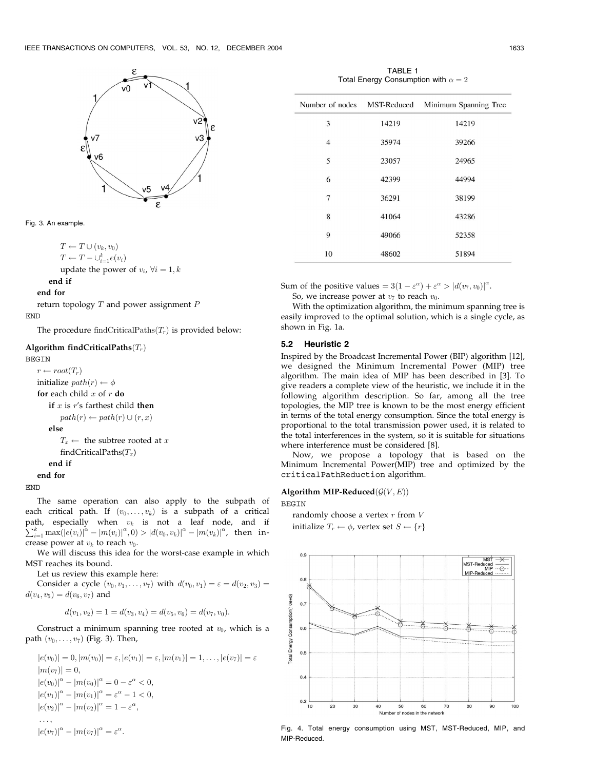Fig. 3. An example.

$T \leftarrow T \cup (v_k, v_0)$
$T \leftarrow T - \cup_{i=1}^{k} e(v_i)$
update the power of $v_i$, $\forall i = 1, k$
**end if**
**end for**
return topology $T$ and power assignment $P$
END

The procedure $\text{findCriticalPaths}(T_r)$ is provided below:

**Algorithm findCriticalPaths**$(T_r)$

BEGIN
$r \leftarrow root(T_r)$
initialize $path(r) \leftarrow \phi$
**for** each child $x$ of $r$ **do**
**if** $x$ is $r$'s farthest child **then**
$path(r) \leftarrow path(r) \cup (r, x)$
**else**
$T_x \leftarrow$ the subtree rooted at $x$
findCriticalPaths$(T_x)$
**end if**
**end for**
END

The same operation can also apply to the subpath of each critical path. If $(v_0, \ldots, v_k)$ is a subpath of a critical path, especially when $v_k$ is not a leaf node, and if $\sum_{i=1}^{k} \max(|e(v_i)|^\alpha - |m(v_i)|^\alpha, 0) > |d(v_0, v_k)|^\alpha - |m(v_k)|^\alpha$, then increase power at $v_k$ to reach $v_0$.

We will discuss this idea for the worst-case example in which MST reaches its bound.

Let us review this example here:

Consider a cycle $(v_0, v_1, \ldots, v_7)$ with $d(v_0, v_1) = \varepsilon = d(v_2, v_3) = d(v_4, v_5) = d(v_6, v_7)$ and

$$d(v_1, v_2) = 1 = d(v_3, v_4) = d(v_5, v_6) = d(v_7, v_0).$$

Construct a minimum spanning tree rooted at $v_0$, which is a path $(v_0, \ldots, v_7)$ (Fig. 3). Then,

$$|e(v_0)| = 0, |m(v_0)| = \varepsilon, |e(v_1)| = \varepsilon, |m(v_1)| = 1, \ldots, |e(v_7)| = \varepsilon$$
$$|m(v_7)| = 0,$$
$$|e(v_0)|^\alpha - |m(v_0)|^\alpha = 0 - \varepsilon^\alpha < 0,$$
$$|e(v_1)|^\alpha - |m(v_1)|^\alpha = \varepsilon^\alpha - 1 < 0,$$
$$|e(v_2)|^\alpha - |m(v_2)|^\alpha = 1 - \varepsilon^\alpha,$$
$$\ldots,$$
$$|e(v_7)|^\alpha - |m(v_7)|^\alpha = \varepsilon^\alpha.$$

TABLE 1
Total Energy Consumption with $\alpha = 2$

| Number of nodes | MST-Reduced | Minimum Spanning Tree |
|---|---|---|
| 3 | 14219 | 14219 |
| 4 | 35974 | 39266 |
| 5 | 23057 | 24965 |
| 6 | 42399 | 44994 |
| 7 | 36291 | 38199 |
| 8 | 41064 | 43286 |
| 9 | 49066 | 52358 |
| 10 | 48602 | 51894 |

Sum of the positive values $= 3(1 - \varepsilon^\alpha) + \varepsilon^\alpha > |d(v_7, v_0)|^\alpha$.

So, we increase power at $v_7$ to reach $v_0$.

With the optimization algorithm, the minimum spanning tree is easily improved to the optimal solution, which is a single cycle, as shown in Fig. 1a.

### 5.2 Heuristic 2

Inspired by the Broadcast Incremental Power (BIP) algorithm [12], we designed the Minimum Incremental Power (MIP) tree algorithm. The main idea of MIP has been described in [3]. To give readers a complete view of the heuristic, we include it in the following algorithm description. So far, among all the tree topologies, the MIP tree is known to be the most energy efficient in terms of the total energy consumption. Since the total energy is proportional to the total transmission power used, it is related to the total interferences in the system, so it is suitable for situations where interference must be considered [8].

Now, we propose a topology that is based on the Minimum Incremental Power(MIP) tree and optimized by the `criticalPathReduction` algorithm.

**Algorithm MIP-Reduced**$(\mathcal{G}(V, E))$

BEGIN
randomly choose a vertex $r$ from $V$
initialize $T_r \leftarrow \phi$, vertex set $S \leftarrow \{r\}$

Fig. 4. Total energy consumption using MST, MST-Reduced, MIP, and MIP-Reduced.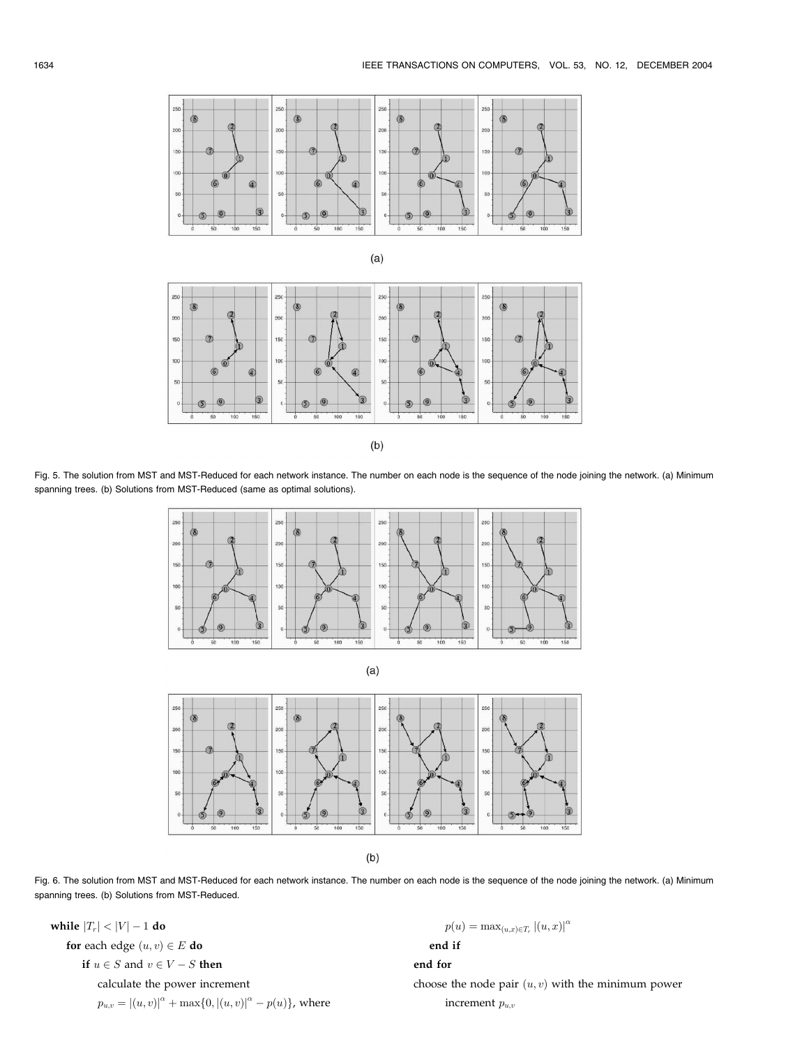(a)

(b)

Fig. 5. The solution from MST and MST-Reduced for each network instance. The number on each node is the sequence of the node joining the network. (a) Minimum spanning trees. (b) Solutions from MST-Reduced (same as optimal solutions).

(a)

(b)

Fig. 6. The solution from MST and MST-Reduced for each network instance. The number on each node is the sequence of the node joining the network. (a) Minimum spanning trees. (b) Solutions from MST-Reduced.

**while** $|T_r| < |V| - 1$ **do**

  **for** each edge $(u, v) \in E$ **do**

    **if** $u \in S$ and $v \in V - S$ **then**

      calculate the power increment

      $p_{u,v} = |(u,v)|^{\alpha} + \max\{0, |(u,v)|^{\alpha} - p(u)\}$, where

      $p(u) = \max_{(u,x) \in T_r} |(u,x)|^{\alpha}$

    **end if**

  **end for**

  choose the node pair $(u, v)$ with the minimum power increment $p_{u,v}$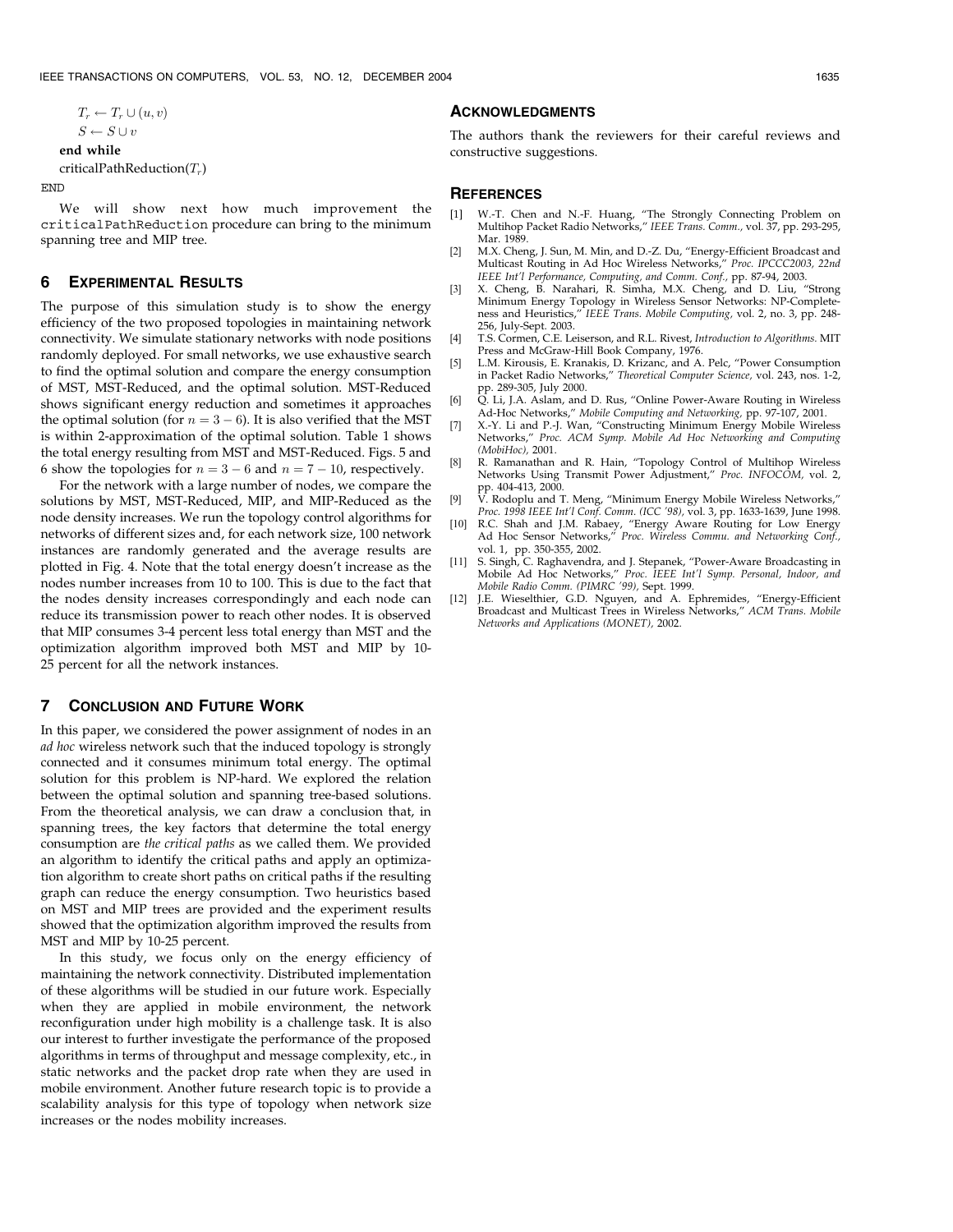$T_r \leftarrow T_r \cup (u, v)$

$S \leftarrow S \cup v$

**end while**

criticalPathReduction($T_r$)

END

We will show next how much improvement the `criticalPathReduction` procedure can bring to the minimum spanning tree and MIP tree.

## 6 Experimental Results

The purpose of this simulation study is to show the energy efficiency of the two proposed topologies in maintaining network connectivity. We simulate stationary networks with node positions randomly deployed. For small networks, we use exhaustive search to find the optimal solution and compare the energy consumption of MST, MST-Reduced, and the optimal solution. MST-Reduced shows significant energy reduction and sometimes it approaches the optimal solution (for $n = 3 - 6$). It is also verified that the MST is within 2-approximation of the optimal solution. Table 1 shows the total energy resulting from MST and MST-Reduced. Figs. 5 and 6 show the topologies for $n = 3 - 6$ and $n = 7 - 10$, respectively.

For the network with a large number of nodes, we compare the solutions by MST, MST-Reduced, MIP, and MIP-Reduced as the node density increases. We run the topology control algorithms for networks of different sizes and, for each network size, 100 network instances are randomly generated and the average results are plotted in Fig. 4. Note that the total energy doesn't increase as the nodes number increases from 10 to 100. This is due to the fact that the nodes density increases correspondingly and each node can reduce its transmission power to reach other nodes. It is observed that MIP consumes 3-4 percent less total energy than MST and the optimization algorithm improved both MST and MIP by 10-25 percent for all the network instances.

## 7 Conclusion and Future Work

In this paper, we considered the power assignment of nodes in an *ad hoc* wireless network such that the induced topology is strongly connected and it consumes minimum total energy. The optimal solution for this problem is NP-hard. We explored the relation between the optimal solution and spanning tree-based solutions. From the theoretical analysis, we can draw a conclusion that, in spanning trees, the key factors that determine the total energy consumption are *the critical paths* as we called them. We provided an algorithm to identify the critical paths and apply an optimization algorithm to create short paths on critical paths if the resulting graph can reduce the energy consumption. Two heuristics based on MST and MIP trees are provided and the experiment results showed that the optimization algorithm improved the results from MST and MIP by 10-25 percent.

In this study, we focus only on the energy efficiency of maintaining the network connectivity. Distributed implementation of these algorithms will be studied in our future work. Especially when they are applied in mobile environment, the network reconfiguration under high mobility is a challenge task. It is also our interest to further investigate the performance of the proposed algorithms in terms of throughput and message complexity, etc., in static networks and the packet drop rate when they are used in mobile environment. Another future research topic is to provide a scalability analysis for this type of topology when network size increases or the nodes mobility increases.

## Acknowledgments

The authors thank the reviewers for their careful reviews and constructive suggestions.

## References

[1] W.-T. Chen and N.-F. Huang, "The Strongly Connecting Problem on Multihop Packet Radio Networks," *IEEE Trans. Comm.,* vol. 37, pp. 293-295, Mar. 1989.

[2] M.X. Cheng, J. Sun, M. Min, and D.-Z. Du, "Energy-Efficient Broadcast and Multicast Routing in Ad Hoc Wireless Networks," *Proc. IPCCC2003, 22nd IEEE Int'l Performance, Computing, and Comm. Conf.,* pp. 87-94, 2003.

[3] X. Cheng, B. Narahari, R. Simha, M.X. Cheng, and D. Liu, "Strong Minimum Energy Topology in Wireless Sensor Networks: NP-Completeness and Heuristics," *IEEE Trans. Mobile Computing,* vol. 2, no. 3, pp. 248-256, July-Sept. 2003.

[4] T.S. Cormen, C.E. Leiserson, and R.L. Rivest, *Introduction to Algorithms.* MIT Press and McGraw-Hill Book Company, 1976.

[5] L.M. Kirousis, E. Kranakis, D. Krizanc, and A. Pelc, "Power Consumption in Packet Radio Networks," *Theoretical Computer Science,* vol. 243, nos. 1-2, pp. 289-305, July 2000.

[6] Q. Li, J.A. Aslam, and D. Rus, "Online Power-Aware Routing in Wireless Ad-Hoc Networks," *Mobile Computing and Networking,* pp. 97-107, 2001.

[7] X.-Y. Li and P.-J. Wan, "Constructing Minimum Energy Mobile Wireless Networks," *Proc. ACM Symp. Mobile Ad Hoc Networking and Computing (MobiHoc),* 2001.

[8] R. Ramanathan and R. Hain, "Topology Control of Multihop Wireless Networks Using Transmit Power Adjustment," *Proc. INFOCOM,* vol. 2, pp. 404-413, 2000.

[9] V. Rodoplu and T. Meng, "Minimum Energy Mobile Wireless Networks," *Proc. 1998 IEEE Int'l Conf. Comm. (ICC '98),* vol. 3, pp. 1633-1639, June 1998.

[10] R.C. Shah and J.M. Rabaey, "Energy Aware Routing for Low Energy Ad Hoc Sensor Networks," *Proc. Wireless Commu. and Networking Conf.,* vol. 1, pp. 350-355, 2002.

[11] S. Singh, C. Raghavendra, and J. Stepanek, "Power-Aware Broadcasting in Mobile Ad Hoc Networks," *Proc. IEEE Int'l Symp. Personal, Indoor, and Mobile Radio Comm. (PIMRC '99),* Sept. 1999.

[12] J.E. Wieselthier, G.D. Nguyen, and A. Ephremides, "Energy-Efficient Broadcast and Multicast Trees in Wireless Networks," *ACM Trans. Mobile Networks and Applications (MONET),* 2002.